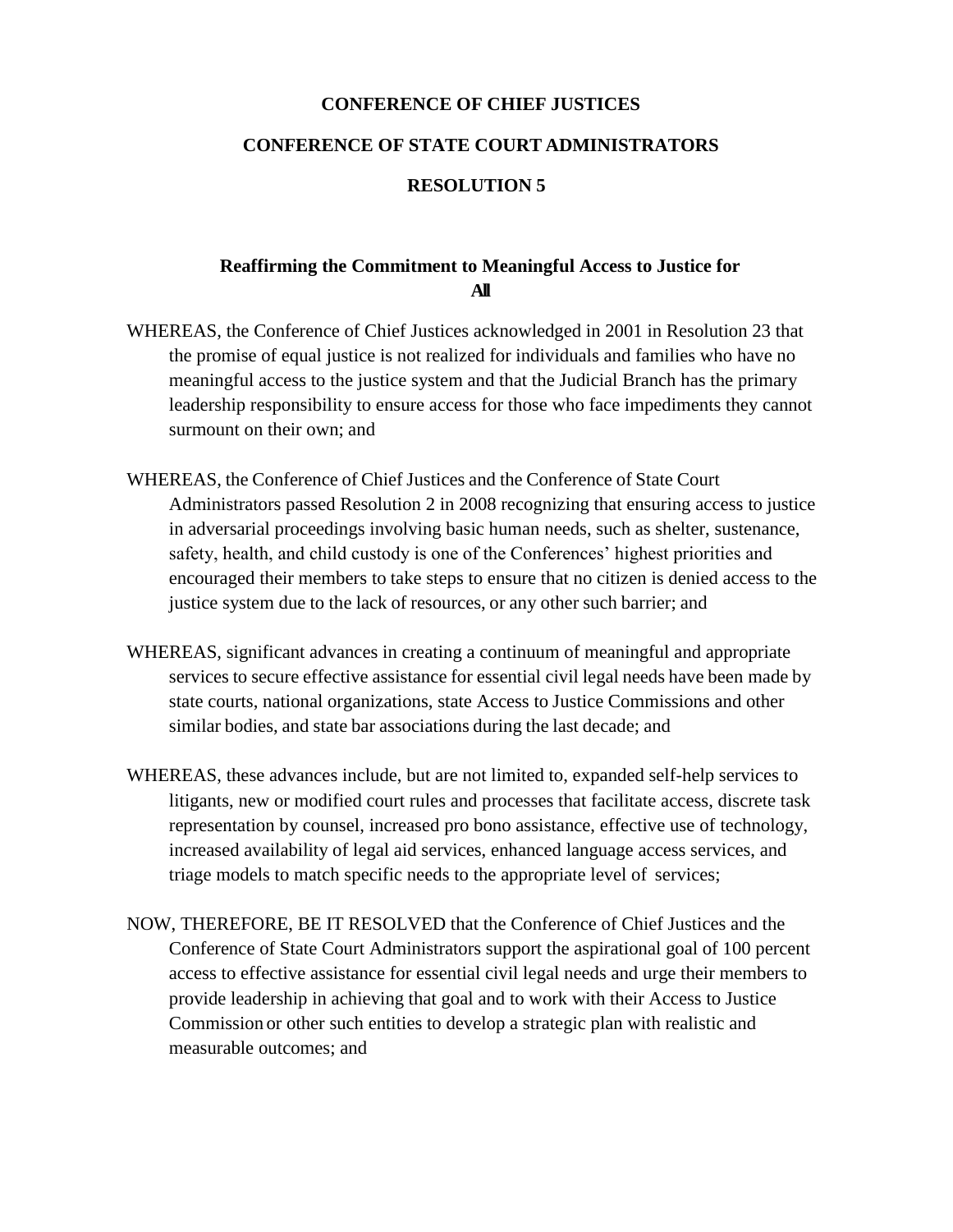**CONFERENCE OF CHIEF JUSTICES**

**CONFERENCE OF STATE COURT ADMINISTRATORS**

**RESOLUTION 5**

## Reaffirming the Commitment to Meaningful Access to Justice for All

WHEREAS, the Conference of Chief Justices acknowledged in 2001 in Resolution 23 that the promise of equal justice is not realized for individuals and families who have no meaningful access to the justice system and that the Judicial Branch has the primary leadership responsibility to ensure access for those who face impediments they cannot surmount on their own; and

WHEREAS, the Conference of Chief Justices and the Conference of State Court Administrators passed Resolution 2 in 2008 recognizing that ensuring access to justice in adversarial proceedings involving basic human needs, such as shelter, sustenance, safety, health, and child custody is one of the Conferences' highest priorities and encouraged their members to take steps to ensure that no citizen is denied access to the justice system due to the lack of resources, or any other such barrier; and

WHEREAS, significant advances in creating a continuum of meaningful and appropriate services to secure effective assistance for essential civil legal needs have been made by state courts, national organizations, state Access to Justice Commissions and other similar bodies, and state bar associations during the last decade; and

WHEREAS, these advances include, but are not limited to, expanded self-help services to litigants, new or modified court rules and processes that facilitate access, discrete task representation by counsel, increased pro bono assistance, effective use of technology, increased availability of legal aid services, enhanced language access services, and triage models to match specific needs to the appropriate level of services;

NOW, THEREFORE, BE IT RESOLVED that the Conference of Chief Justices and the Conference of State Court Administrators support the aspirational goal of 100 percent access to effective assistance for essential civil legal needs and urge their members to provide leadership in achieving that goal and to work with their Access to Justice Commission or other such entities to develop a strategic plan with realistic and measurable outcomes; and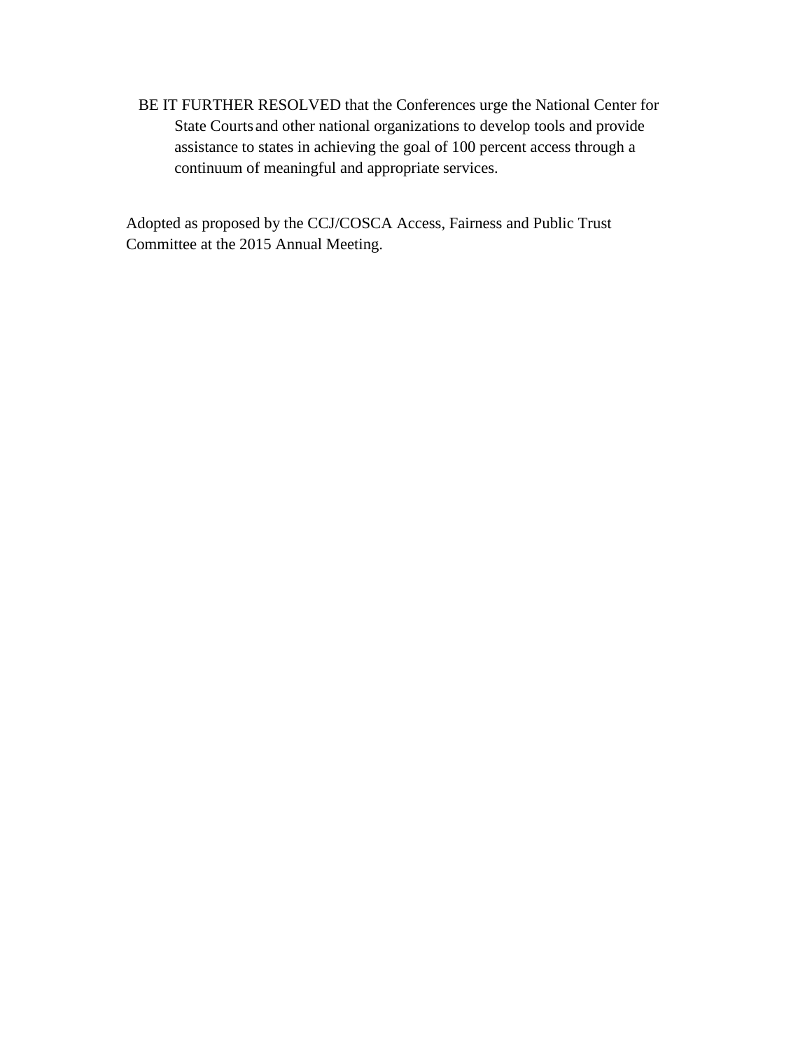BE IT FURTHER RESOLVED that the Conferences urge the National Center for State Courts and other national organizations to develop tools and provide assistance to states in achieving the goal of 100 percent access through a continuum of meaningful and appropriate services.

Adopted as proposed by the CCJ/COSCA Access, Fairness and Public Trust Committee at the 2015 Annual Meeting.